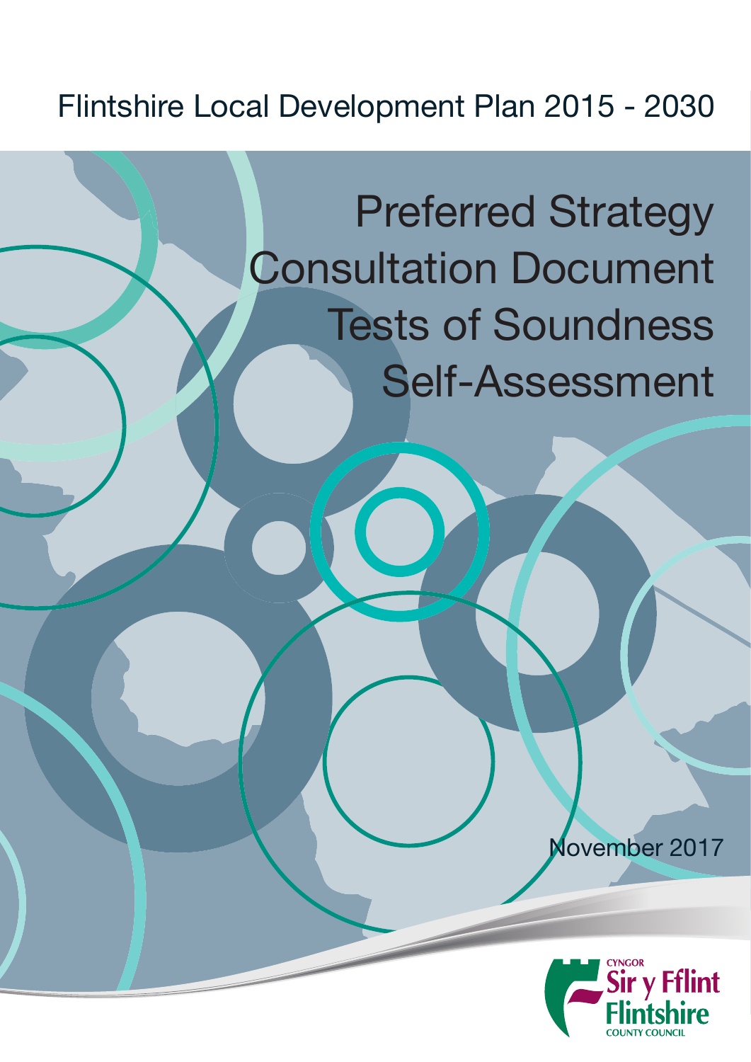Flintshire Local Development Plan 2015 - 2030

# Preferred Strategy Consultation Document Tests of Soundness Self-Assessment

November 2017

CYNGOR Sir y Fflint Flintshire COUNTY COUNCIL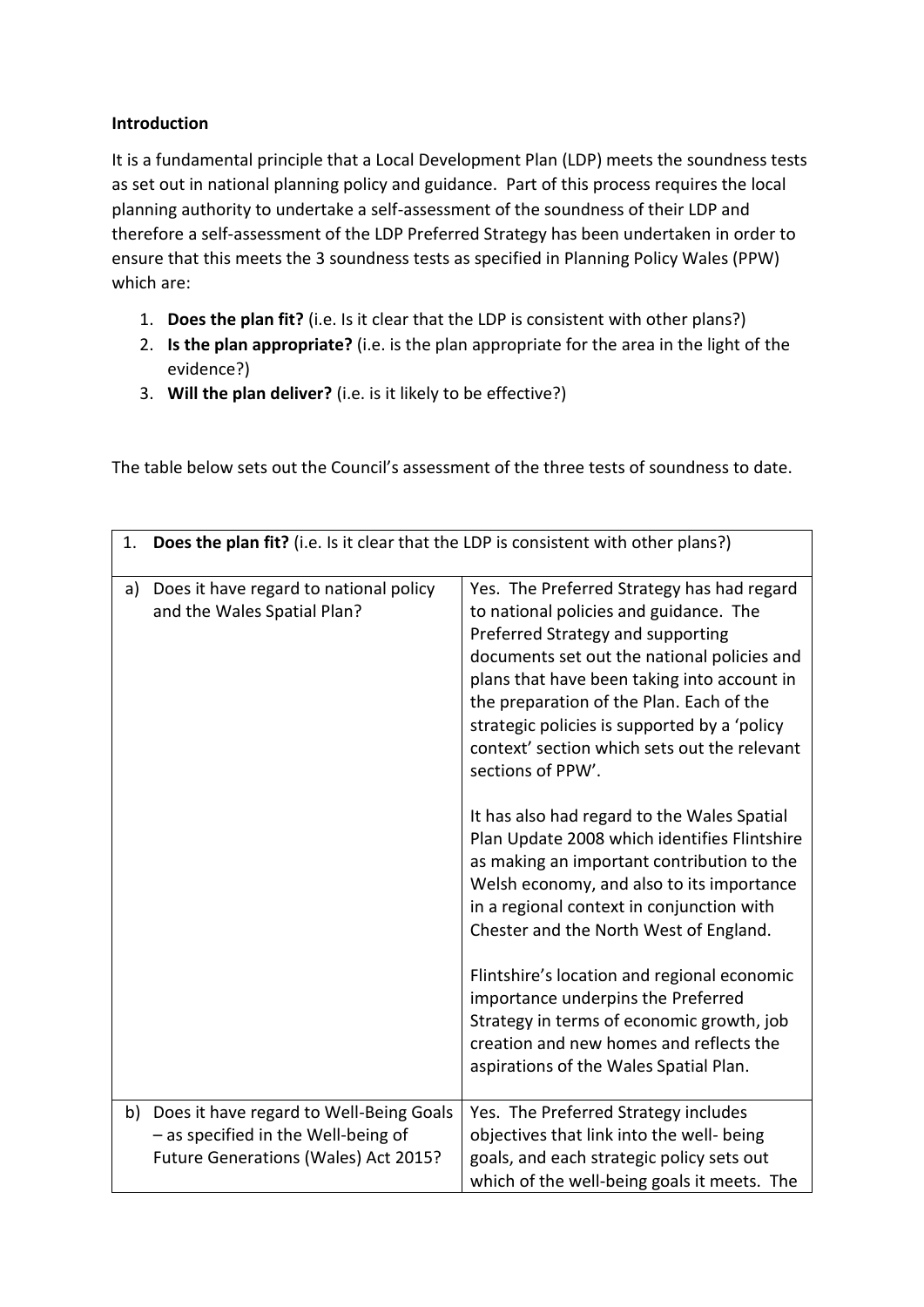**Introduction**

It is a fundamental principle that a Local Development Plan (LDP) meets the soundness tests as set out in national planning policy and guidance. Part of this process requires the local planning authority to undertake a self-assessment of the soundness of their LDP and therefore a self-assessment of the LDP Preferred Strategy has been undertaken in order to ensure that this meets the 3 soundness tests as specified in Planning Policy Wales (PPW) which are:

1. **Does the plan fit?** (i.e. Is it clear that the LDP is consistent with other plans?)
2. **Is the plan appropriate?** (i.e. is the plan appropriate for the area in the light of the evidence?)
3. **Will the plan deliver?** (i.e. is it likely to be effective?)

The table below sets out the Council's assessment of the three tests of soundness to date.

| 1. **Does the plan fit?** (i.e. Is it clear that the LDP is consistent with other plans?) | |
|---|---|
| a) Does it have regard to national policy and the Wales Spatial Plan? | Yes. The Preferred Strategy has had regard to national policies and guidance. The Preferred Strategy and supporting documents set out the national policies and plans that have been taking into account in the preparation of the Plan. Each of the strategic policies is supported by a 'policy context' section which sets out the relevant sections of PPW'.<br><br>It has also had regard to the Wales Spatial Plan Update 2008 which identifies Flintshire as making an important contribution to the Welsh economy, and also to its importance in a regional context in conjunction with Chester and the North West of England.<br><br>Flintshire's location and regional economic importance underpins the Preferred Strategy in terms of economic growth, job creation and new homes and reflects the aspirations of the Wales Spatial Plan. |
| b) Does it have regard to Well-Being Goals – as specified in the Well-being of Future Generations (Wales) Act 2015? | Yes. The Preferred Strategy includes objectives that link into the well- being goals, and each strategic policy sets out which of the well-being goals it meets. The |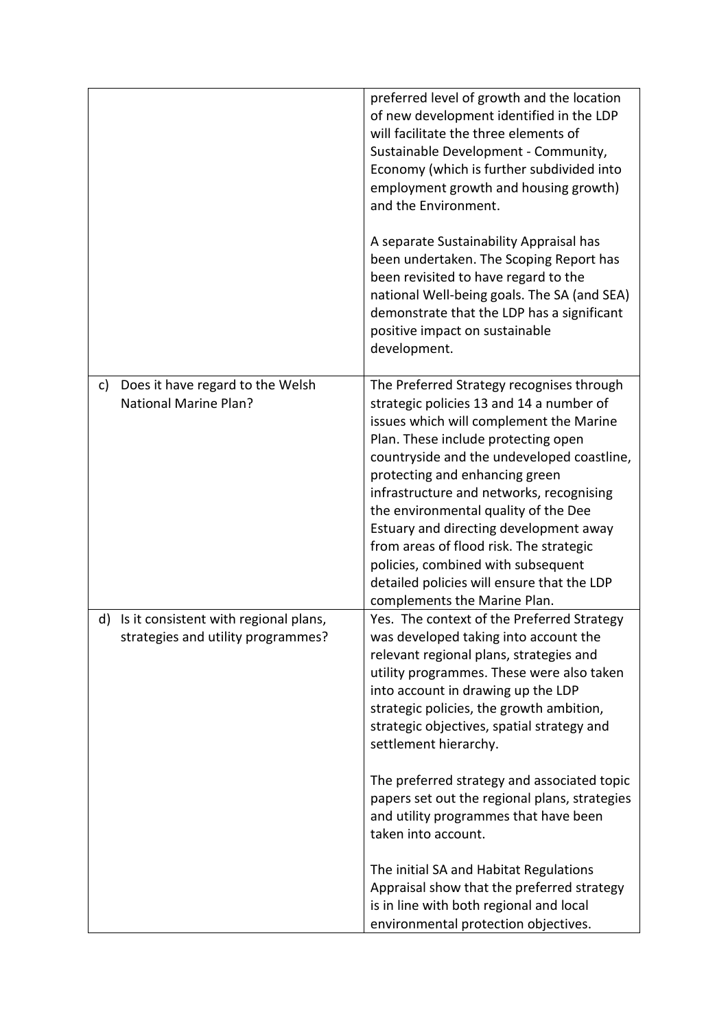| | |
|---|---|
| | preferred level of growth and the location of new development identified in the LDP will facilitate the three elements of Sustainable Development - Community, Economy (which is further subdivided into employment growth and housing growth) and the Environment.<br><br>A separate Sustainability Appraisal has been undertaken. The Scoping Report has been revisited to have regard to the national Well-being goals. The SA (and SEA) demonstrate that the LDP has a significant positive impact on sustainable development. |
| c) Does it have regard to the Welsh National Marine Plan? | The Preferred Strategy recognises through strategic policies 13 and 14 a number of issues which will complement the Marine Plan. These include protecting open countryside and the undeveloped coastline, protecting and enhancing green infrastructure and networks, recognising the environmental quality of the Dee Estuary and directing development away from areas of flood risk. The strategic policies, combined with subsequent detailed policies will ensure that the LDP complements the Marine Plan. |
| d) Is it consistent with regional plans, strategies and utility programmes? | Yes. The context of the Preferred Strategy was developed taking into account the relevant regional plans, strategies and utility programmes. These were also taken into account in drawing up the LDP strategic policies, the growth ambition, strategic objectives, spatial strategy and settlement hierarchy.<br><br>The preferred strategy and associated topic papers set out the regional plans, strategies and utility programmes that have been taken into account.<br><br>The initial SA and Habitat Regulations Appraisal show that the preferred strategy is in line with both regional and local environmental protection objectives. |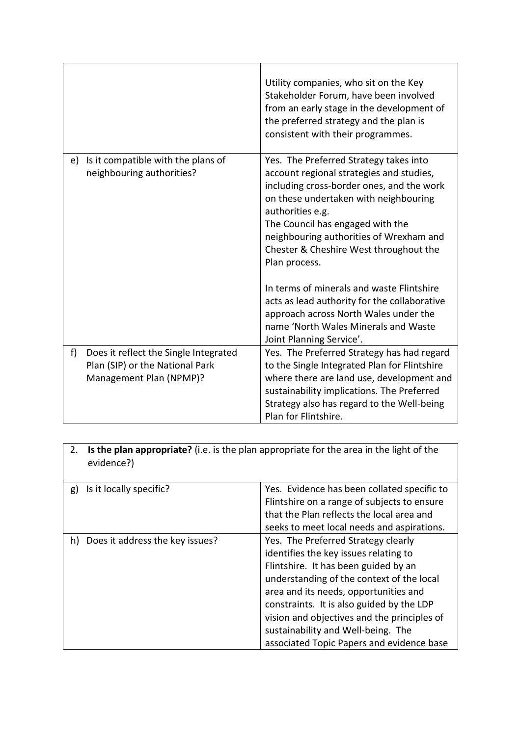| | |
|---|---|
| | Utility companies, who sit on the Key Stakeholder Forum, have been involved from an early stage in the development of the preferred strategy and the plan is consistent with their programmes. |
| e) Is it compatible with the plans of neighbouring authorities? | Yes. The Preferred Strategy takes into account regional strategies and studies, including cross-border ones, and the work on these undertaken with neighbouring authorities e.g.<br>The Council has engaged with the neighbouring authorities of Wrexham and Chester & Cheshire West throughout the Plan process.<br><br>In terms of minerals and waste Flintshire acts as lead authority for the collaborative approach across North Wales under the name 'North Wales Minerals and Waste Joint Planning Service'. |
| f) Does it reflect the Single Integrated Plan (SIP) or the National Park Management Plan (NPMP)? | Yes. The Preferred Strategy has had regard to the Single Integrated Plan for Flintshire where there are land use, development and sustainability implications. The Preferred Strategy also has regard to the Well-being Plan for Flintshire. |

| 2. **Is the plan appropriate?** (i.e. is the plan appropriate for the area in the light of the evidence?) | |
|---|---|
| g) Is it locally specific? | Yes. Evidence has been collated specific to Flintshire on a range of subjects to ensure that the Plan reflects the local area and seeks to meet local needs and aspirations. |
| h) Does it address the key issues? | Yes. The Preferred Strategy clearly identifies the key issues relating to Flintshire. It has been guided by an understanding of the context of the local area and its needs, opportunities and constraints. It is also guided by the LDP vision and objectives and the principles of sustainability and Well-being. The associated Topic Papers and evidence base |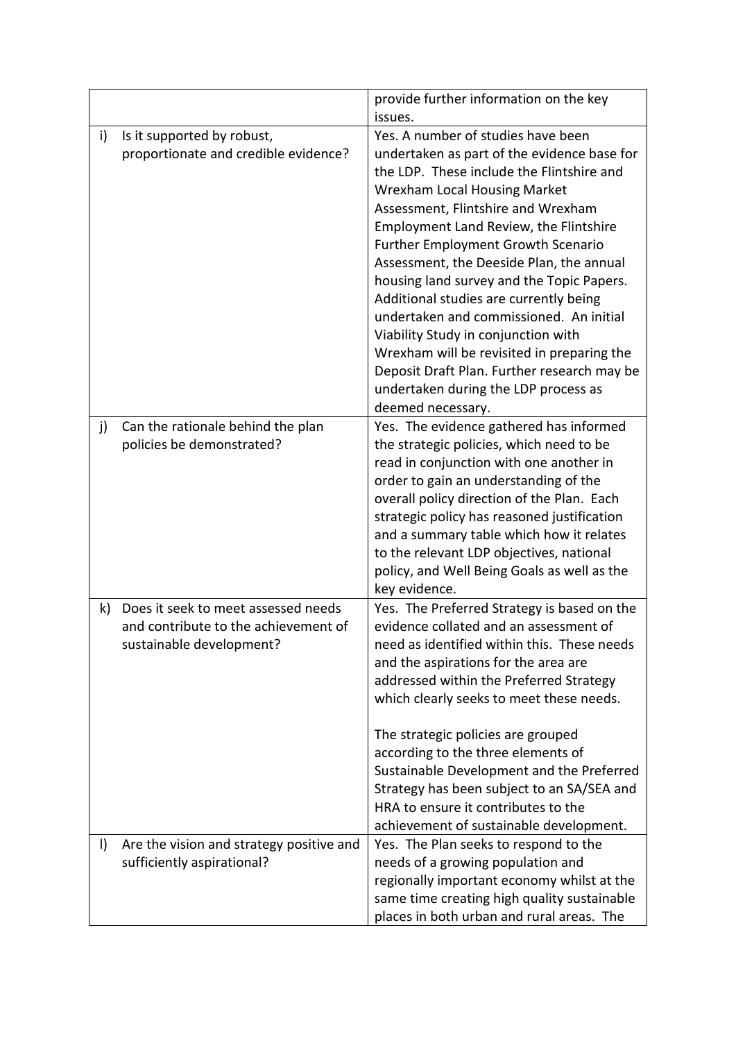|  |  |
|---|---|
|  | provide further information on the key issues. |
| i) Is it supported by robust, proportionate and credible evidence? | Yes. A number of studies have been undertaken as part of the evidence base for the LDP. These include the Flintshire and Wrexham Local Housing Market Assessment, Flintshire and Wrexham Employment Land Review, the Flintshire Further Employment Growth Scenario Assessment, the Deeside Plan, the annual housing land survey and the Topic Papers. Additional studies are currently being undertaken and commissioned. An initial Viability Study in conjunction with Wrexham will be revisited in preparing the Deposit Draft Plan. Further research may be undertaken during the LDP process as deemed necessary. |
| j) Can the rationale behind the plan policies be demonstrated? | Yes. The evidence gathered has informed the strategic policies, which need to be read in conjunction with one another in order to gain an understanding of the overall policy direction of the Plan. Each strategic policy has reasoned justification and a summary table which how it relates to the relevant LDP objectives, national policy, and Well Being Goals as well as the key evidence. |
| k) Does it seek to meet assessed needs and contribute to the achievement of sustainable development? | Yes. The Preferred Strategy is based on the evidence collated and an assessment of need as identified within this. These needs and the aspirations for the area are addressed within the Preferred Strategy which clearly seeks to meet these needs.<br><br>The strategic policies are grouped according to the three elements of Sustainable Development and the Preferred Strategy has been subject to an SA/SEA and HRA to ensure it contributes to the achievement of sustainable development. |
| l) Are the vision and strategy positive and sufficiently aspirational? | Yes. The Plan seeks to respond to the needs of a growing population and regionally important economy whilst at the same time creating high quality sustainable places in both urban and rural areas. The |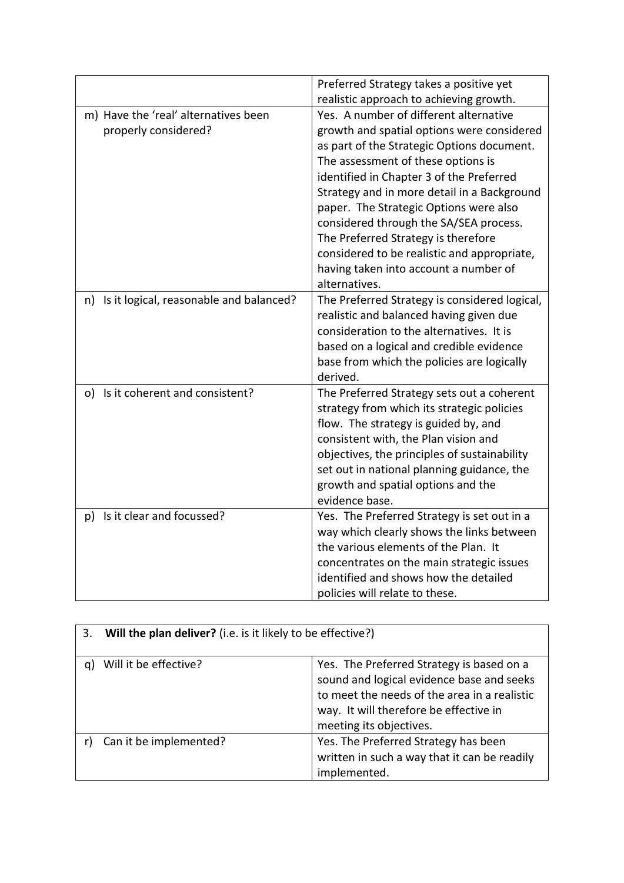| | |
|---|---|
| | Preferred Strategy takes a positive yet realistic approach to achieving growth. |
| m) Have the 'real' alternatives been properly considered? | Yes. A number of different alternative growth and spatial options were considered as part of the Strategic Options document. The assessment of these options is identified in Chapter 3 of the Preferred Strategy and in more detail in a Background paper. The Strategic Options were also considered through the SA/SEA process. The Preferred Strategy is therefore considered to be realistic and appropriate, having taken into account a number of alternatives. |
| n) Is it logical, reasonable and balanced? | The Preferred Strategy is considered logical, realistic and balanced having given due consideration to the alternatives. It is based on a logical and credible evidence base from which the policies are logically derived. |
| o) Is it coherent and consistent? | The Preferred Strategy sets out a coherent strategy from which its strategic policies flow. The strategy is guided by, and consistent with, the Plan vision and objectives, the principles of sustainability set out in national planning guidance, the growth and spatial options and the evidence base. |
| p) Is it clear and focussed? | Yes. The Preferred Strategy is set out in a way which clearly shows the links between the various elements of the Plan. It concentrates on the main strategic issues identified and shows how the detailed policies will relate to these. |

| 3. **Will the plan deliver?** (i.e. is it likely to be effective?) | |
|---|---|
| q) Will it be effective? | Yes. The Preferred Strategy is based on a sound and logical evidence base and seeks to meet the needs of the area in a realistic way. It will therefore be effective in meeting its objectives. |
| r) Can it be implemented? | Yes. The Preferred Strategy has been written in such a way that it can be readily implemented. |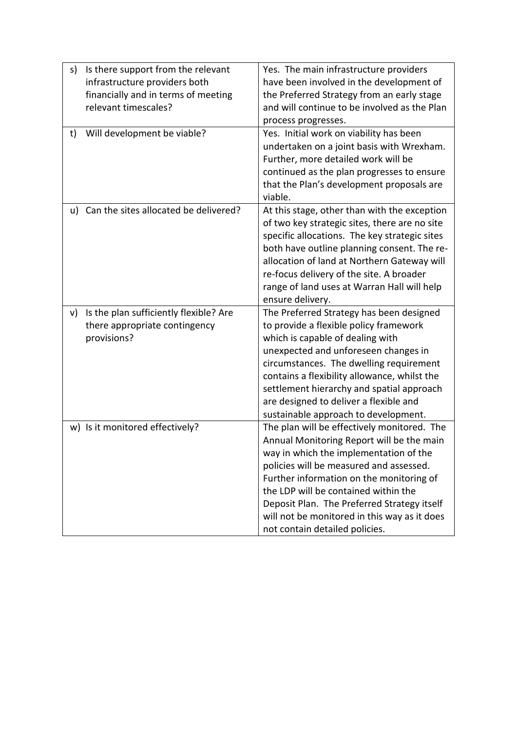| | |
|---|---|
| s) Is there support from the relevant infrastructure providers both financially and in terms of meeting relevant timescales? | Yes. The main infrastructure providers have been involved in the development of the Preferred Strategy from an early stage and will continue to be involved as the Plan process progresses. |
| t) Will development be viable? | Yes. Initial work on viability has been undertaken on a joint basis with Wrexham. Further, more detailed work will be continued as the plan progresses to ensure that the Plan's development proposals are viable. |
| u) Can the sites allocated be delivered? | At this stage, other than with the exception of two key strategic sites, there are no site specific allocations. The key strategic sites both have outline planning consent. The re-allocation of land at Northern Gateway will re-focus delivery of the site. A broader range of land uses at Warran Hall will help ensure delivery. |
| v) Is the plan sufficiently flexible? Are there appropriate contingency provisions? | The Preferred Strategy has been designed to provide a flexible policy framework which is capable of dealing with unexpected and unforeseen changes in circumstances. The dwelling requirement contains a flexibility allowance, whilst the settlement hierarchy and spatial approach are designed to deliver a flexible and sustainable approach to development. |
| w) Is it monitored effectively? | The plan will be effectively monitored. The Annual Monitoring Report will be the main way in which the implementation of the policies will be measured and assessed. Further information on the monitoring of the LDP will be contained within the Deposit Plan. The Preferred Strategy itself will not be monitored in this way as it does not contain detailed policies. |